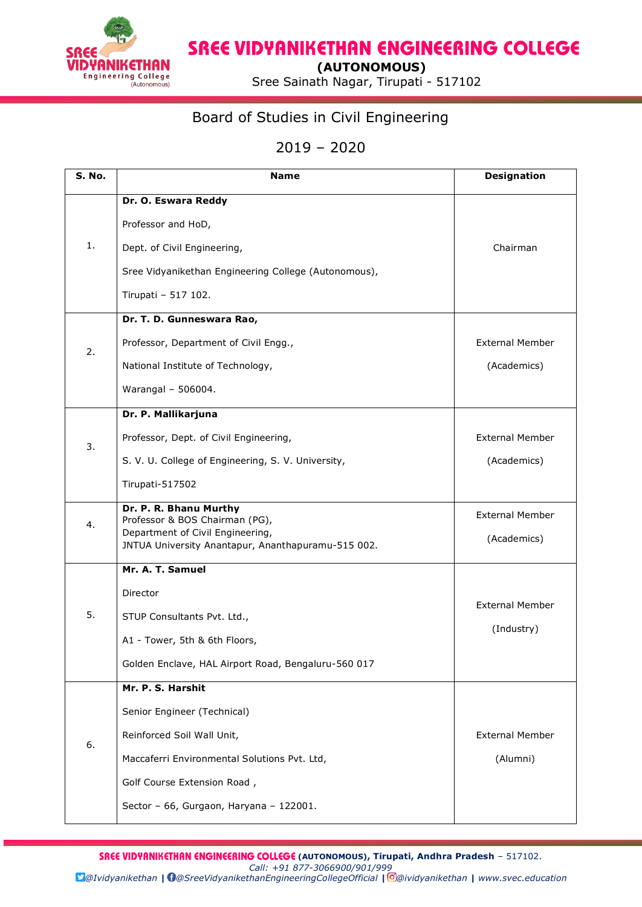# SREE VIDYANIKETHAN ENGINEERING COLLEGE

**(AUTONOMOUS)**

Sree Sainath Nagar, Tirupati - 517102

## Board of Studies in Civil Engineering

## 2019 – 2020

| S. No. | Name | Designation |
|---|---|---|
| 1. | **Dr. O. Eswara Reddy**<br>Professor and HoD,<br>Dept. of Civil Engineering,<br>Sree Vidyanikethan Engineering College (Autonomous),<br>Tirupati – 517 102. | Chairman |
| 2. | **Dr. T. D. Gunneswara Rao,**<br>Professor, Department of Civil Engg.,<br>National Institute of Technology,<br>Warangal – 506004. | External Member<br>(Academics) |
| 3. | **Dr. P. Mallikarjuna**<br>Professor, Dept. of Civil Engineering,<br>S. V. U. College of Engineering, S. V. University,<br>Tirupati-517502 | External Member<br>(Academics) |
| 4. | **Dr. P. R. Bhanu Murthy**<br>Professor & BOS Chairman (PG),<br>Department of Civil Engineering,<br>JNTUA University Anantapur, Ananthapuramu-515 002. | External Member<br>(Academics) |
| 5. | **Mr. A. T. Samuel**<br>Director<br>STUP Consultants Pvt. Ltd.,<br>A1 - Tower, 5th & 6th Floors,<br>Golden Enclave, HAL Airport Road, Bengaluru-560 017 | External Member<br>(Industry) |
| 6. | **Mr. P. S. Harshit**<br>Senior Engineer (Technical)<br>Reinforced Soil Wall Unit,<br>Maccaferri Environmental Solutions Pvt. Ltd,<br>Golf Course Extension Road ,<br>Sector – 66, Gurgaon, Haryana – 122001. | External Member<br>(Alumni) |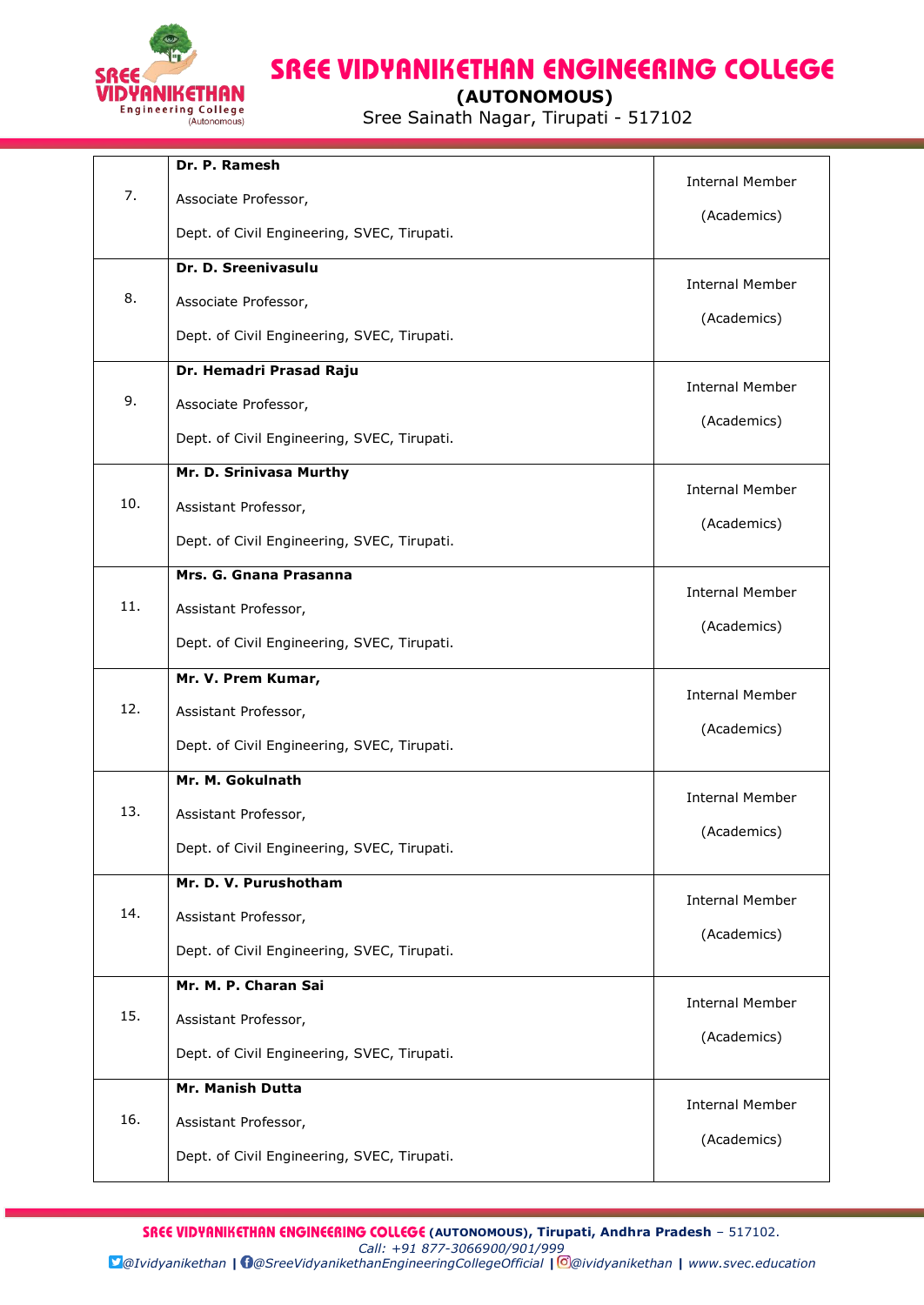| | | |
|---|---|---|
| 7. | **Dr. P. Ramesh**<br>Associate Professor,<br>Dept. of Civil Engineering, SVEC, Tirupati. | Internal Member<br>(Academics) |
| 8. | **Dr. D. Sreenivasulu**<br>Associate Professor,<br>Dept. of Civil Engineering, SVEC, Tirupati. | Internal Member<br>(Academics) |
| 9. | **Dr. Hemadri Prasad Raju**<br>Associate Professor,<br>Dept. of Civil Engineering, SVEC, Tirupati. | Internal Member<br>(Academics) |
| 10. | **Mr. D. Srinivasa Murthy**<br>Assistant Professor,<br>Dept. of Civil Engineering, SVEC, Tirupati. | Internal Member<br>(Academics) |
| 11. | **Mrs. G. Gnana Prasanna**<br>Assistant Professor,<br>Dept. of Civil Engineering, SVEC, Tirupati. | Internal Member<br>(Academics) |
| 12. | **Mr. V. Prem Kumar,**<br>Assistant Professor,<br>Dept. of Civil Engineering, SVEC, Tirupati. | Internal Member<br>(Academics) |
| 13. | **Mr. M. Gokulnath**<br>Assistant Professor,<br>Dept. of Civil Engineering, SVEC, Tirupati. | Internal Member<br>(Academics) |
| 14. | **Mr. D. V. Purushotham**<br>Assistant Professor,<br>Dept. of Civil Engineering, SVEC, Tirupati. | Internal Member<br>(Academics) |
| 15. | **Mr. M. P. Charan Sai**<br>Assistant Professor,<br>Dept. of Civil Engineering, SVEC, Tirupati. | Internal Member<br>(Academics) |
| 16. | **Mr. Manish Dutta**<br>Assistant Professor,<br>Dept. of Civil Engineering, SVEC, Tirupati. | Internal Member<br>(Academics) |